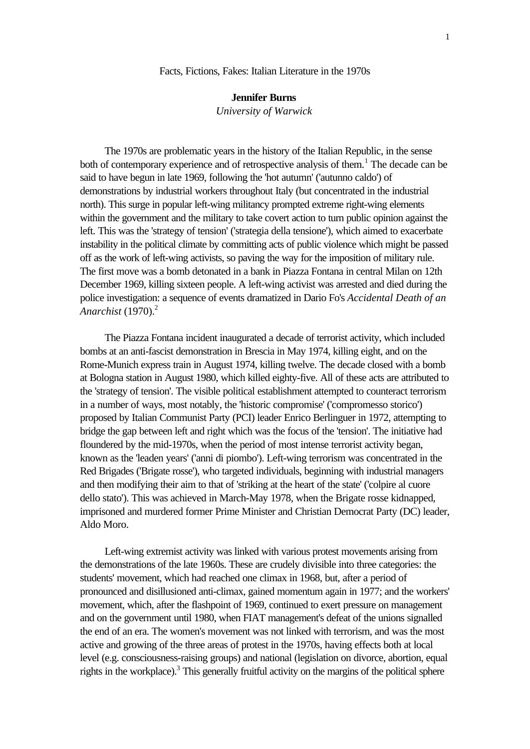# Facts, Fictions, Fakes: Italian Literature in the 1970s

**Jennifer Burns**
*University of Warwick*

The 1970s are problematic years in the history of the Italian Republic, in the sense both of contemporary experience and of retrospective analysis of them.[1] The decade can be said to have begun in late 1969, following the 'hot autumn' ('autunno caldo') of demonstrations by industrial workers throughout Italy (but concentrated in the industrial north). This surge in popular left-wing militancy prompted extreme right-wing elements within the government and the military to take covert action to turn public opinion against the left. This was the 'strategy of tension' ('strategia della tensione'), which aimed to exacerbate instability in the political climate by committing acts of public violence which might be passed off as the work of left-wing activists, so paving the way for the imposition of military rule. The first move was a bomb detonated in a bank in Piazza Fontana in central Milan on 12th December 1969, killing sixteen people. A left-wing activist was arrested and died during the police investigation: a sequence of events dramatized in Dario Fo's *Accidental Death of an Anarchist* (1970).[2]

The Piazza Fontana incident inaugurated a decade of terrorist activity, which included bombs at an anti-fascist demonstration in Brescia in May 1974, killing eight, and on the Rome-Munich express train in August 1974, killing twelve. The decade closed with a bomb at Bologna station in August 1980, which killed eighty-five. All of these acts are attributed to the 'strategy of tension'. The visible political establishment attempted to counteract terrorism in a number of ways, most notably, the 'historic compromise' ('compromesso storico') proposed by Italian Communist Party (PCI) leader Enrico Berlinguer in 1972, attempting to bridge the gap between left and right which was the focus of the 'tension'. The initiative had floundered by the mid-1970s, when the period of most intense terrorist activity began, known as the 'leaden years' ('anni di piombo'). Left-wing terrorism was concentrated in the Red Brigades ('Brigate rosse'), who targeted individuals, beginning with industrial managers and then modifying their aim to that of 'striking at the heart of the state' ('colpire al cuore dello stato'). This was achieved in March-May 1978, when the Brigate rosse kidnapped, imprisoned and murdered former Prime Minister and Christian Democrat Party (DC) leader, Aldo Moro.

Left-wing extremist activity was linked with various protest movements arising from the demonstrations of the late 1960s. These are crudely divisible into three categories: the students' movement, which had reached one climax in 1968, but, after a period of pronounced and disillusioned anti-climax, gained momentum again in 1977; and the workers' movement, which, after the flashpoint of 1969, continued to exert pressure on management and on the government until 1980, when FIAT management's defeat of the unions signalled the end of an era. The women's movement was not linked with terrorism, and was the most active and growing of the three areas of protest in the 1970s, having effects both at local level (e.g. consciousness-raising groups) and national (legislation on divorce, abortion, equal rights in the workplace).[3] This generally fruitful activity on the margins of the political sphere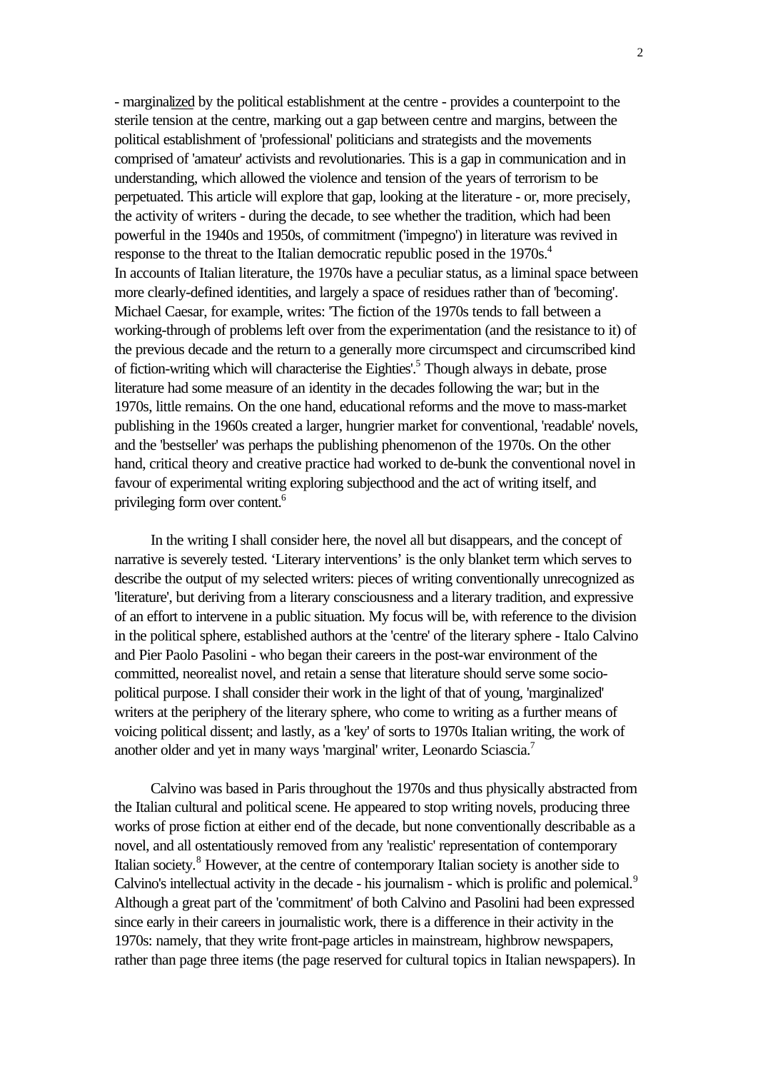- marginalized by the political establishment at the centre - provides a counterpoint to the sterile tension at the centre, marking out a gap between centre and margins, between the political establishment of 'professional' politicians and strategists and the movements comprised of 'amateur' activists and revolutionaries. This is a gap in communication and in understanding, which allowed the violence and tension of the years of terrorism to be perpetuated. This article will explore that gap, looking at the literature - or, more precisely, the activity of writers - during the decade, to see whether the tradition, which had been powerful in the 1940s and 1950s, of commitment ('impegno') in literature was revived in response to the threat to the Italian democratic republic posed in the 1970s.[4]
In accounts of Italian literature, the 1970s have a peculiar status, as a liminal space between more clearly-defined identities, and largely a space of residues rather than of 'becoming'. Michael Caesar, for example, writes: 'The fiction of the 1970s tends to fall between a working-through of problems left over from the experimentation (and the resistance to it) of the previous decade and the return to a generally more circumspect and circumscribed kind of fiction-writing which will characterise the Eighties'.[5] Though always in debate, prose literature had some measure of an identity in the decades following the war; but in the 1970s, little remains. On the one hand, educational reforms and the move to mass-market publishing in the 1960s created a larger, hungrier market for conventional, 'readable' novels, and the 'bestseller' was perhaps the publishing phenomenon of the 1970s. On the other hand, critical theory and creative practice had worked to de-bunk the conventional novel in favour of experimental writing exploring subjecthood and the act of writing itself, and privileging form over content.[6]

In the writing I shall consider here, the novel all but disappears, and the concept of narrative is severely tested. ‘Literary interventions’ is the only blanket term which serves to describe the output of my selected writers: pieces of writing conventionally unrecognized as 'literature', but deriving from a literary consciousness and a literary tradition, and expressive of an effort to intervene in a public situation. My focus will be, with reference to the division in the political sphere, established authors at the 'centre' of the literary sphere - Italo Calvino and Pier Paolo Pasolini - who began their careers in the post-war environment of the committed, neorealist novel, and retain a sense that literature should serve some socio-political purpose. I shall consider their work in the light of that of young, 'marginalized' writers at the periphery of the literary sphere, who come to writing as a further means of voicing political dissent; and lastly, as a 'key' of sorts to 1970s Italian writing, the work of another older and yet in many ways 'marginal' writer, Leonardo Sciascia.[7]

Calvino was based in Paris throughout the 1970s and thus physically abstracted from the Italian cultural and political scene. He appeared to stop writing novels, producing three works of prose fiction at either end of the decade, but none conventionally describable as a novel, and all ostentatiously removed from any 'realistic' representation of contemporary Italian society.[8] However, at the centre of contemporary Italian society is another side to Calvino's intellectual activity in the decade - his journalism - which is prolific and polemical.[9] Although a great part of the 'commitment' of both Calvino and Pasolini had been expressed since early in their careers in journalistic work, there is a difference in their activity in the 1970s: namely, that they write front-page articles in mainstream, highbrow newspapers, rather than page three items (the page reserved for cultural topics in Italian newspapers). In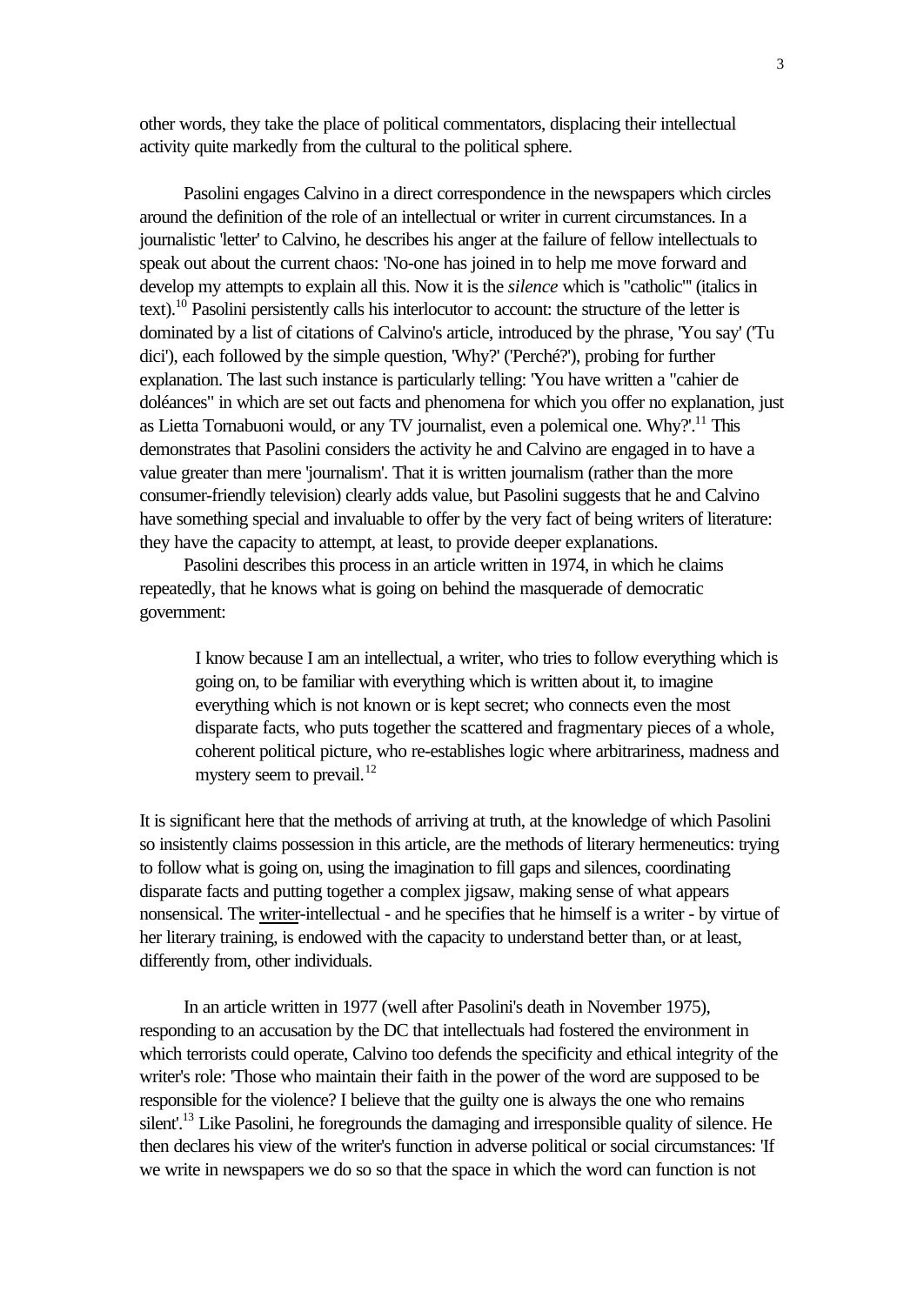other words, they take the place of political commentators, displacing their intellectual activity quite markedly from the cultural to the political sphere.

Pasolini engages Calvino in a direct correspondence in the newspapers which circles around the definition of the role of an intellectual or writer in current circumstances. In a journalistic 'letter' to Calvino, he describes his anger at the failure of fellow intellectuals to speak out about the current chaos: 'No-one has joined in to help me move forward and develop my attempts to explain all this. Now it is the *silence* which is "catholic"' (italics in text).[10] Pasolini persistently calls his interlocutor to account: the structure of the letter is dominated by a list of citations of Calvino's article, introduced by the phrase, 'You say' ('Tu dici'), each followed by the simple question, 'Why?' ('Perché?'), probing for further explanation. The last such instance is particularly telling: 'You have written a "cahier de doléances" in which are set out facts and phenomena for which you offer no explanation, just as Lietta Tornabuoni would, or any TV journalist, even a polemical one. Why?'.[11] This demonstrates that Pasolini considers the activity he and Calvino are engaged in to have a value greater than mere 'journalism'. That it is written journalism (rather than the more consumer-friendly television) clearly adds value, but Pasolini suggests that he and Calvino have something special and invaluable to offer by the very fact of being writers of literature: they have the capacity to attempt, at least, to provide deeper explanations.

Pasolini describes this process in an article written in 1974, in which he claims repeatedly, that he knows what is going on behind the masquerade of democratic government:

> I know because I am an intellectual, a writer, who tries to follow everything which is going on, to be familiar with everything which is written about it, to imagine everything which is not known or is kept secret; who connects even the most disparate facts, who puts together the scattered and fragmentary pieces of a whole, coherent political picture, who re-establishes logic where arbitrariness, madness and mystery seem to prevail.[12]

It is significant here that the methods of arriving at truth, at the knowledge of which Pasolini so insistently claims possession in this article, are the methods of literary hermeneutics: trying to follow what is going on, using the imagination to fill gaps and silences, coordinating disparate facts and putting together a complex jigsaw, making sense of what appears nonsensical. The writer-intellectual - and he specifies that he himself is a writer - by virtue of her literary training, is endowed with the capacity to understand better than, or at least, differently from, other individuals.

In an article written in 1977 (well after Pasolini's death in November 1975), responding to an accusation by the DC that intellectuals had fostered the environment in which terrorists could operate, Calvino too defends the specificity and ethical integrity of the writer's role: 'Those who maintain their faith in the power of the word are supposed to be responsible for the violence? I believe that the guilty one is always the one who remains silent'.[13] Like Pasolini, he foregrounds the damaging and irresponsible quality of silence. He then declares his view of the writer's function in adverse political or social circumstances: 'If we write in newspapers we do so so that the space in which the word can function is not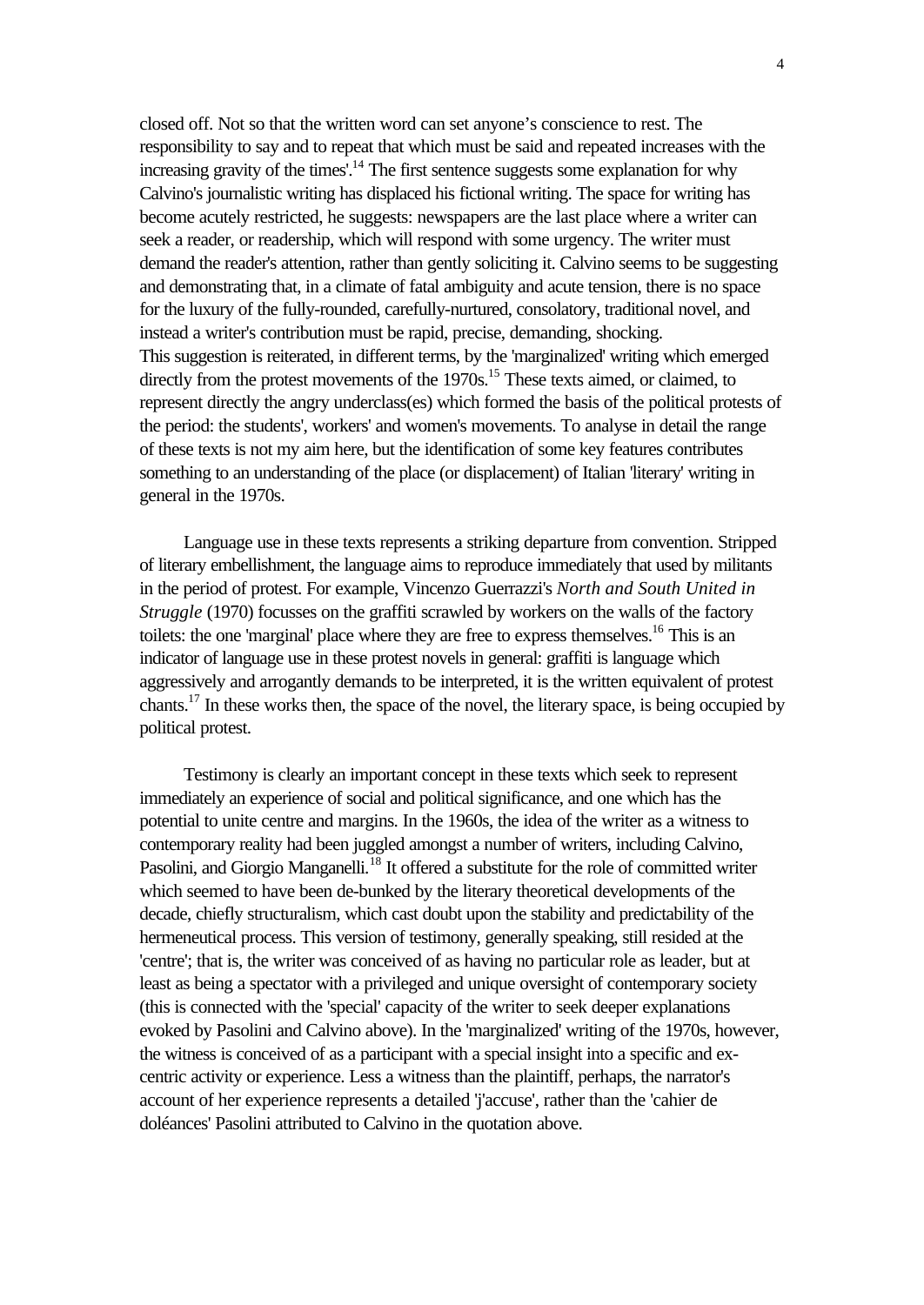closed off. Not so that the written word can set anyone's conscience to rest. The responsibility to say and to repeat that which must be said and repeated increases with the increasing gravity of the times'.[14] The first sentence suggests some explanation for why Calvino's journalistic writing has displaced his fictional writing. The space for writing has become acutely restricted, he suggests: newspapers are the last place where a writer can seek a reader, or readership, which will respond with some urgency. The writer must demand the reader's attention, rather than gently soliciting it. Calvino seems to be suggesting and demonstrating that, in a climate of fatal ambiguity and acute tension, there is no space for the luxury of the fully-rounded, carefully-nurtured, consolatory, traditional novel, and instead a writer's contribution must be rapid, precise, demanding, shocking.
This suggestion is reiterated, in different terms, by the 'marginalized' writing which emerged directly from the protest movements of the 1970s.[15] These texts aimed, or claimed, to represent directly the angry underclass(es) which formed the basis of the political protests of the period: the students', workers' and women's movements. To analyse in detail the range of these texts is not my aim here, but the identification of some key features contributes something to an understanding of the place (or displacement) of Italian 'literary' writing in general in the 1970s.

Language use in these texts represents a striking departure from convention. Stripped of literary embellishment, the language aims to reproduce immediately that used by militants in the period of protest. For example, Vincenzo Guerrazzi's *North and South United in Struggle* (1970) focusses on the graffiti scrawled by workers on the walls of the factory toilets: the one 'marginal' place where they are free to express themselves.[16] This is an indicator of language use in these protest novels in general: graffiti is language which aggressively and arrogantly demands to be interpreted, it is the written equivalent of protest chants.[17] In these works then, the space of the novel, the literary space, is being occupied by political protest.

Testimony is clearly an important concept in these texts which seek to represent immediately an experience of social and political significance, and one which has the potential to unite centre and margins. In the 1960s, the idea of the writer as a witness to contemporary reality had been juggled amongst a number of writers, including Calvino, Pasolini, and Giorgio Manganelli.[18] It offered a substitute for the role of committed writer which seemed to have been de-bunked by the literary theoretical developments of the decade, chiefly structuralism, which cast doubt upon the stability and predictability of the hermeneutical process. This version of testimony, generally speaking, still resided at the 'centre'; that is, the writer was conceived of as having no particular role as leader, but at least as being a spectator with a privileged and unique oversight of contemporary society (this is connected with the 'special' capacity of the writer to seek deeper explanations evoked by Pasolini and Calvino above). In the 'marginalized' writing of the 1970s, however, the witness is conceived of as a participant with a special insight into a specific and ex-centric activity or experience. Less a witness than the plaintiff, perhaps, the narrator's account of her experience represents a detailed 'j'accuse', rather than the 'cahier de doléances' Pasolini attributed to Calvino in the quotation above.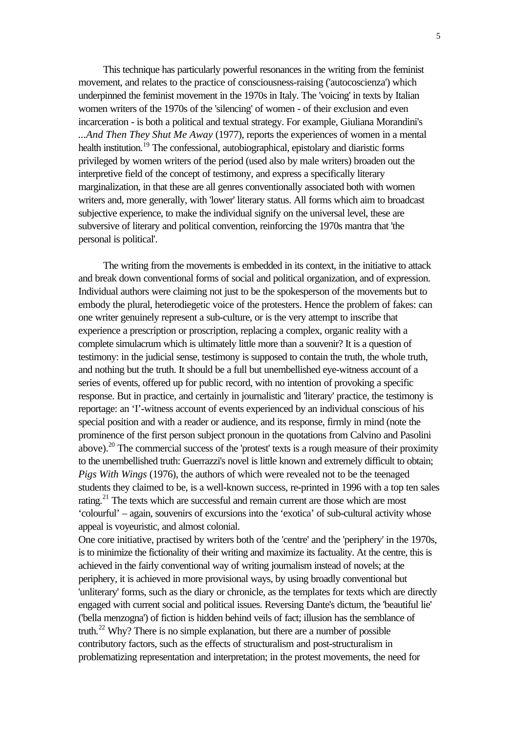This technique has particularly powerful resonances in the writing from the feminist movement, and relates to the practice of consciousness-raising ('autocoscienza') which underpinned the feminist movement in the 1970s in Italy. The 'voicing' in texts by Italian women writers of the 1970s of the 'silencing' of women - of their exclusion and even incarceration - is both a political and textual strategy. For example, Giuliana Morandini's *...And Then They Shut Me Away* (1977), reports the experiences of women in a mental health institution.[19] The confessional, autobiographical, epistolary and diaristic forms privileged by women writers of the period (used also by male writers) broaden out the interpretive field of the concept of testimony, and express a specifically literary marginalization, in that these are all genres conventionally associated both with women writers and, more generally, with 'lower' literary status. All forms which aim to broadcast subjective experience, to make the individual signify on the universal level, these are subversive of literary and political convention, reinforcing the 1970s mantra that 'the personal is political'.

The writing from the movements is embedded in its context, in the initiative to attack and break down conventional forms of social and political organization, and of expression. Individual authors were claiming not just to be the spokesperson of the movements but to embody the plural, heterodiegetic voice of the protesters. Hence the problem of fakes: can one writer genuinely represent a sub-culture, or is the very attempt to inscribe that experience a prescription or proscription, replacing a complex, organic reality with a complete simulacrum which is ultimately little more than a souvenir? It is a question of testimony: in the judicial sense, testimony is supposed to contain the truth, the whole truth, and nothing but the truth. It should be a full but unembellished eye-witness account of a series of events, offered up for public record, with no intention of provoking a specific response. But in practice, and certainly in journalistic and 'literary' practice, the testimony is reportage: an 'I'-witness account of events experienced by an individual conscious of his special position and with a reader or audience, and its response, firmly in mind (note the prominence of the first person subject pronoun in the quotations from Calvino and Pasolini above).[20] The commercial success of the 'protest' texts is a rough measure of their proximity to the unembellished truth: Guerrazzi's novel is little known and extremely difficult to obtain; *Pigs With Wings* (1976), the authors of which were revealed not to be the teenaged students they claimed to be, is a well-known success, re-printed in 1996 with a top ten sales rating.[21] The texts which are successful and remain current are those which are most 'colourful' – again, souvenirs of excursions into the 'exotica' of sub-cultural activity whose appeal is voyeuristic, and almost colonial.

One core initiative, practised by writers both of the 'centre' and the 'periphery' in the 1970s, is to minimize the fictionality of their writing and maximize its factuality. At the centre, this is achieved in the fairly conventional way of writing journalism instead of novels; at the periphery, it is achieved in more provisional ways, by using broadly conventional but 'unliterary' forms, such as the diary or chronicle, as the templates for texts which are directly engaged with current social and political issues. Reversing Dante's dictum, the 'beautiful lie' ('bella menzogna') of fiction is hidden behind veils of fact; illusion has the semblance of truth.[22] Why? There is no simple explanation, but there are a number of possible contributory factors, such as the effects of structuralism and post-structuralism in problematizing representation and interpretation; in the protest movements, the need for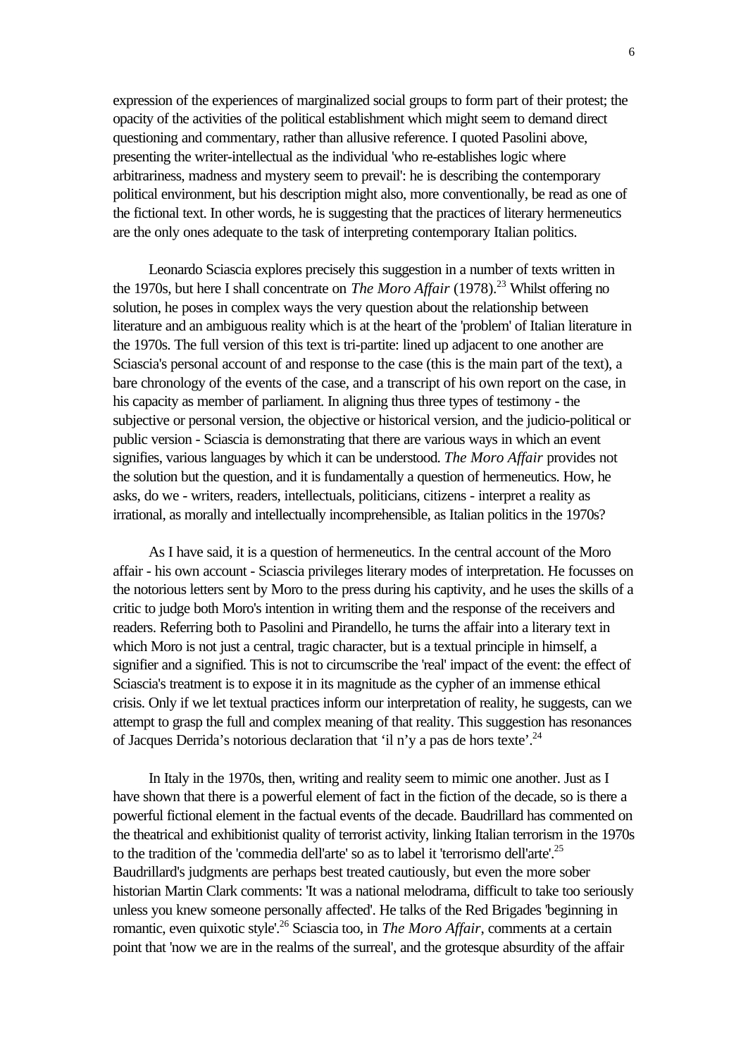expression of the experiences of marginalized social groups to form part of their protest; the opacity of the activities of the political establishment which might seem to demand direct questioning and commentary, rather than allusive reference. I quoted Pasolini above, presenting the writer-intellectual as the individual 'who re-establishes logic where arbitrariness, madness and mystery seem to prevail': he is describing the contemporary political environment, but his description might also, more conventionally, be read as one of the fictional text. In other words, he is suggesting that the practices of literary hermeneutics are the only ones adequate to the task of interpreting contemporary Italian politics.

Leonardo Sciascia explores precisely this suggestion in a number of texts written in the 1970s, but here I shall concentrate on *The Moro Affair* (1978).[23] Whilst offering no solution, he poses in complex ways the very question about the relationship between literature and an ambiguous reality which is at the heart of the 'problem' of Italian literature in the 1970s. The full version of this text is tri-partite: lined up adjacent to one another are Sciascia's personal account of and response to the case (this is the main part of the text), a bare chronology of the events of the case, and a transcript of his own report on the case, in his capacity as member of parliament. In aligning thus three types of testimony - the subjective or personal version, the objective or historical version, and the judicio-political or public version - Sciascia is demonstrating that there are various ways in which an event signifies, various languages by which it can be understood. *The Moro Affair* provides not the solution but the question, and it is fundamentally a question of hermeneutics. How, he asks, do we - writers, readers, intellectuals, politicians, citizens - interpret a reality as irrational, as morally and intellectually incomprehensible, as Italian politics in the 1970s?

As I have said, it is a question of hermeneutics. In the central account of the Moro affair - his own account - Sciascia privileges literary modes of interpretation. He focusses on the notorious letters sent by Moro to the press during his captivity, and he uses the skills of a critic to judge both Moro's intention in writing them and the response of the receivers and readers. Referring both to Pasolini and Pirandello, he turns the affair into a literary text in which Moro is not just a central, tragic character, but is a textual principle in himself, a signifier and a signified. This is not to circumscribe the 'real' impact of the event: the effect of Sciascia's treatment is to expose it in its magnitude as the cypher of an immense ethical crisis. Only if we let textual practices inform our interpretation of reality, he suggests, can we attempt to grasp the full and complex meaning of that reality. This suggestion has resonances of Jacques Derrida's notorious declaration that 'il n'y a pas de hors texte'.[24]

In Italy in the 1970s, then, writing and reality seem to mimic one another. Just as I have shown that there is a powerful element of fact in the fiction of the decade, so is there a powerful fictional element in the factual events of the decade. Baudrillard has commented on the theatrical and exhibitionist quality of terrorist activity, linking Italian terrorism in the 1970s to the tradition of the 'commedia dell'arte' so as to label it 'terrorismo dell'arte'.[25] Baudrillard's judgments are perhaps best treated cautiously, but even the more sober historian Martin Clark comments: 'It was a national melodrama, difficult to take too seriously unless you knew someone personally affected'. He talks of the Red Brigades 'beginning in romantic, even quixotic style'.[26] Sciascia too, in *The Moro Affair*, comments at a certain point that 'now we are in the realms of the surreal', and the grotesque absurdity of the affair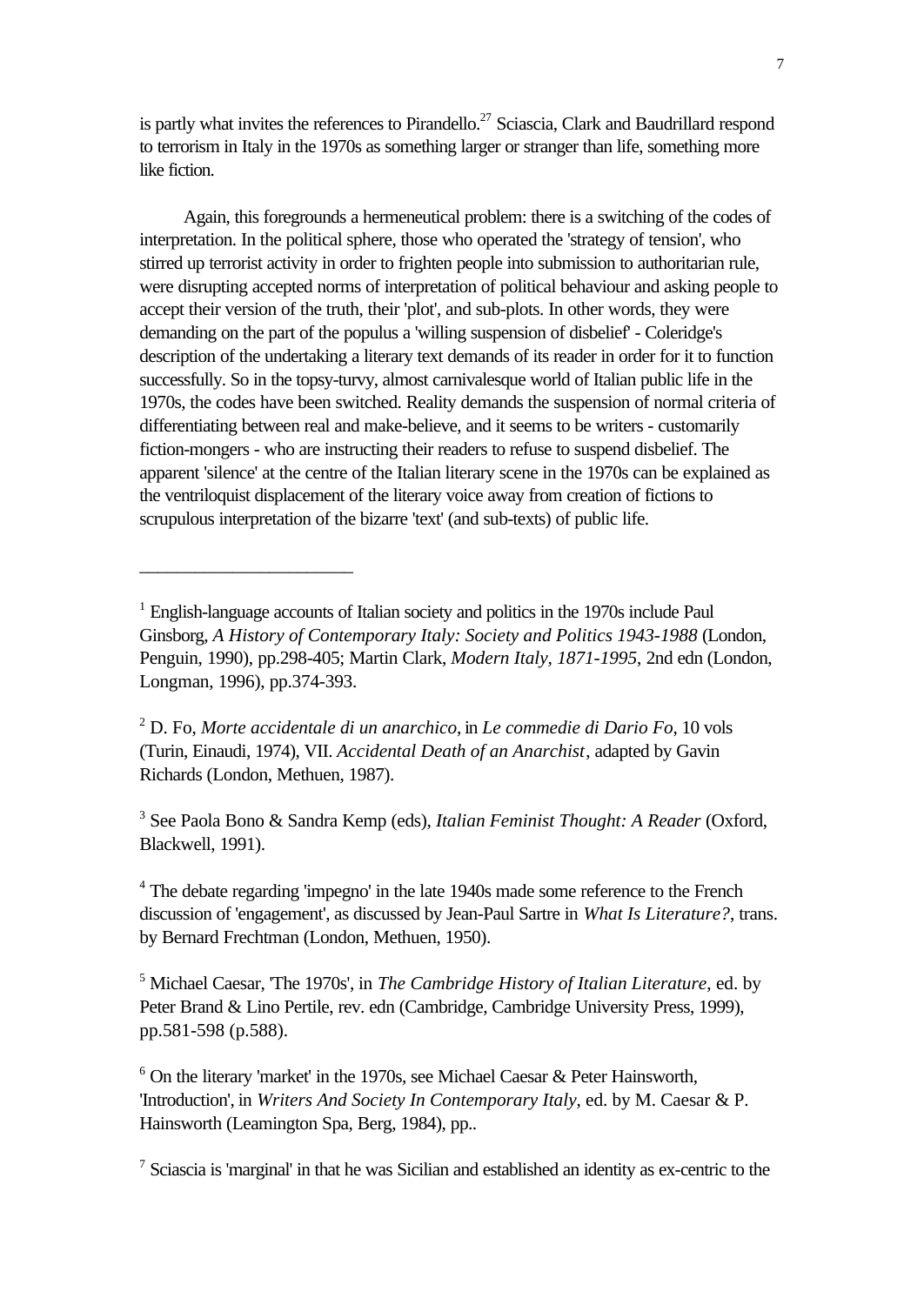is partly what invites the references to Pirandello.[27] Sciascia, Clark and Baudrillard respond to terrorism in Italy in the 1970s as something larger or stranger than life, something more like fiction.

Again, this foregrounds a hermeneutical problem: there is a switching of the codes of interpretation. In the political sphere, those who operated the 'strategy of tension', who stirred up terrorist activity in order to frighten people into submission to authoritarian rule, were disrupting accepted norms of interpretation of political behaviour and asking people to accept their version of the truth, their 'plot', and sub-plots. In other words, they were demanding on the part of the populus a 'willing suspension of disbelief' - Coleridge's description of the undertaking a literary text demands of its reader in order for it to function successfully. So in the topsy-turvy, almost carnivalesque world of Italian public life in the 1970s, the codes have been switched. Reality demands the suspension of normal criteria of differentiating between real and make-believe, and it seems to be writers - customarily fiction-mongers - who are instructing their readers to refuse to suspend disbelief. The apparent 'silence' at the centre of the Italian literary scene in the 1970s can be explained as the ventriloquist displacement of the literary voice away from creation of fictions to scrupulous interpretation of the bizarre 'text' (and sub-texts) of public life.

---

[1] English-language accounts of Italian society and politics in the 1970s include Paul Ginsborg, *A History of Contemporary Italy: Society and Politics 1943-1988* (London, Penguin, 1990), pp.298-405; Martin Clark, *Modern Italy, 1871-1995*, 2nd edn (London, Longman, 1996), pp.374-393.

[2] D. Fo, *Morte accidentale di un anarchico*, in *Le commedie di Dario Fo*, 10 vols (Turin, Einaudi, 1974), VII. *Accidental Death of an Anarchist*, adapted by Gavin Richards (London, Methuen, 1987).

[3] See Paola Bono & Sandra Kemp (eds), *Italian Feminist Thought: A Reader* (Oxford, Blackwell, 1991).

[4] The debate regarding 'impegno' in the late 1940s made some reference to the French discussion of 'engagement', as discussed by Jean-Paul Sartre in *What Is Literature?*, trans. by Bernard Frechtman (London, Methuen, 1950).

[5] Michael Caesar, 'The 1970s', in *The Cambridge History of Italian Literature*, ed. by Peter Brand & Lino Pertile, rev. edn (Cambridge, Cambridge University Press, 1999), pp.581-598 (p.588).

[6] On the literary 'market' in the 1970s, see Michael Caesar & Peter Hainsworth, 'Introduction', in *Writers And Society In Contemporary Italy*, ed. by M. Caesar & P. Hainsworth (Leamington Spa, Berg, 1984), pp..

[7] Sciascia is 'marginal' in that he was Sicilian and established an identity as ex-centric to the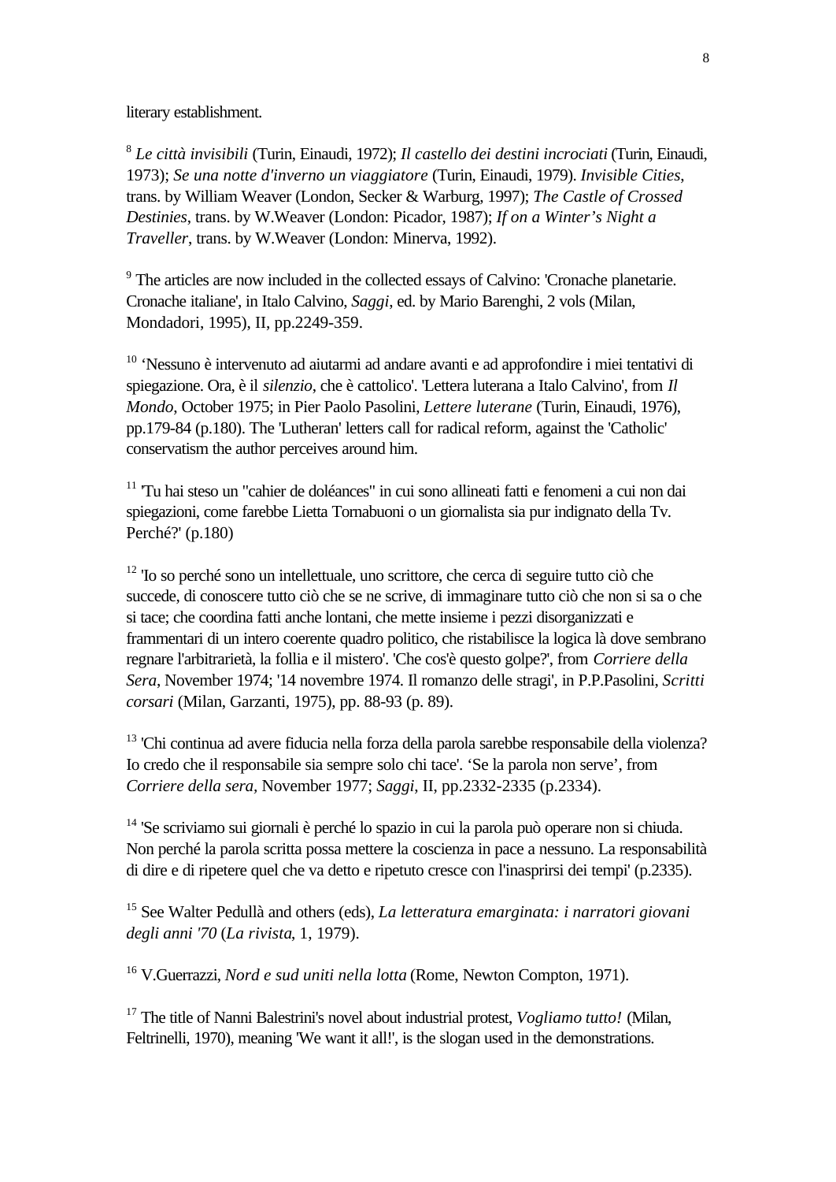literary establishment.

[8] *Le città invisibili* (Turin, Einaudi, 1972); *Il castello dei destini incrociati* (Turin, Einaudi, 1973); *Se una notte d'inverno un viaggiatore* (Turin, Einaudi, 1979). *Invisible Cities*, trans. by William Weaver (London, Secker & Warburg, 1997); *The Castle of Crossed Destinies*, trans. by W.Weaver (London: Picador, 1987); *If on a Winter's Night a Traveller*, trans. by W.Weaver (London: Minerva, 1992).

[9] The articles are now included in the collected essays of Calvino: 'Cronache planetarie. Cronache italiane', in Italo Calvino, *Saggi*, ed. by Mario Barenghi, 2 vols (Milan, Mondadori, 1995), II, pp.2249-359.

[10] 'Nessuno è intervenuto ad aiutarmi ad andare avanti e ad approfondire i miei tentativi di spiegazione. Ora, è il *silenzio*, che è cattolico'. 'Lettera luterana a Italo Calvino', from *Il Mondo*, October 1975; in Pier Paolo Pasolini, *Lettere luterane* (Turin, Einaudi, 1976), pp.179-84 (p.180). The 'Lutheran' letters call for radical reform, against the 'Catholic' conservatism the author perceives around him.

[11] 'Tu hai steso un "cahier de doléances" in cui sono allineati fatti e fenomeni a cui non dai spiegazioni, come farebbe Lietta Tornabuoni o un giornalista sia pur indignato della Tv. Perché?' (p.180)

[12] 'Io so perché sono un intellettuale, uno scrittore, che cerca di seguire tutto ciò che succede, di conoscere tutto ciò che se ne scrive, di immaginare tutto ciò che non si sa o che si tace; che coordina fatti anche lontani, che mette insieme i pezzi disorganizzati e frammentari di un intero coerente quadro politico, che ristabilisce la logica là dove sembrano regnare l'arbitrarietà, la follia e il mistero'. 'Che cos'è questo golpe?', from *Corriere della Sera*, November 1974; '14 novembre 1974. Il romanzo delle stragi', in P.P.Pasolini, *Scritti corsari* (Milan, Garzanti, 1975), pp. 88-93 (p. 89).

[13] 'Chi continua ad avere fiducia nella forza della parola sarebbe responsabile della violenza? Io credo che il responsabile sia sempre solo chi tace'. 'Se la parola non serve', from *Corriere della sera*, November 1977; *Saggi*, II, pp.2332-2335 (p.2334).

[14] 'Se scriviamo sui giornali è perché lo spazio in cui la parola può operare non si chiuda. Non perché la parola scritta possa mettere la coscienza in pace a nessuno. La responsabilità di dire e di ripetere quel che va detto e ripetuto cresce con l'inasprirsi dei tempi' (p.2335).

[15] See Walter Pedullà and others (eds), *La letteratura emarginata: i narratori giovani degli anni '70* (*La rivista*, 1, 1979).

[16] V.Guerrazzi, *Nord e sud uniti nella lotta* (Rome, Newton Compton, 1971).

[17] The title of Nanni Balestrini's novel about industrial protest, *Vogliamo tutto!* (Milan, Feltrinelli, 1970), meaning 'We want it all!', is the slogan used in the demonstrations.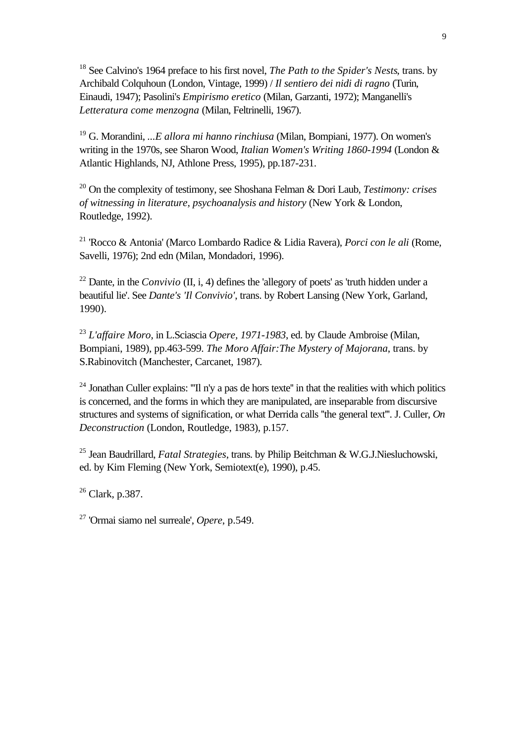[18] See Calvino's 1964 preface to his first novel, *The Path to the Spider's Nests*, trans. by Archibald Colquhoun (London, Vintage, 1999) / *Il sentiero dei nidi di ragno* (Turin, Einaudi, 1947); Pasolini's *Empirismo eretico* (Milan, Garzanti, 1972); Manganelli's *Letteratura come menzogna* (Milan, Feltrinelli, 1967).

[19] G. Morandini, *...E allora mi hanno rinchiusa* (Milan, Bompiani, 1977). On women's writing in the 1970s, see Sharon Wood, *Italian Women's Writing 1860-1994* (London & Atlantic Highlands, NJ, Athlone Press, 1995), pp.187-231.

[20] On the complexity of testimony, see Shoshana Felman & Dori Laub, *Testimony: crises of witnessing in literature, psychoanalysis and history* (New York & London, Routledge, 1992).

[21] 'Rocco & Antonia' (Marco Lombardo Radice & Lidia Ravera), *Porci con le ali* (Rome, Savelli, 1976); 2nd edn (Milan, Mondadori, 1996).

[22] Dante, in the *Convivio* (II, i, 4) defines the 'allegory of poets' as 'truth hidden under a beautiful lie'. See *Dante's 'Il Convivio'*, trans. by Robert Lansing (New York, Garland, 1990).

[23] *L'affaire Moro*, in L.Sciascia *Opere, 1971-1983*, ed. by Claude Ambroise (Milan, Bompiani, 1989), pp.463-599. *The Moro Affair:The Mystery of Majorana*, trans. by S.Rabinovitch (Manchester, Carcanet, 1987).

[24] Jonathan Culler explains: '"Il n'y a pas de hors texte" in that the realities with which politics is concerned, and the forms in which they are manipulated, are inseparable from discursive structures and systems of signification, or what Derrida calls "the general text"'. J. Culler, *On Deconstruction* (London, Routledge, 1983), p.157.

[25] Jean Baudrillard, *Fatal Strategies*, trans. by Philip Beitchman & W.G.J.Niesluchowski, ed. by Kim Fleming (New York, Semiotext(e), 1990), p.45.

[26] Clark, p.387.

[27] 'Ormai siamo nel surreale', *Opere*, p.549.